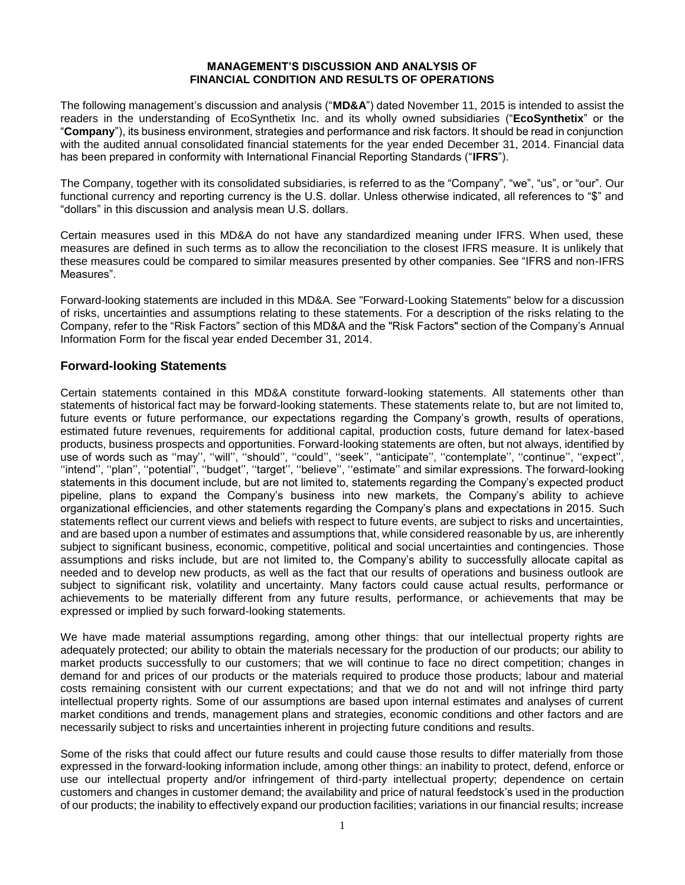**MANAGEMENT'S DISCUSSION AND ANALYSIS OF FINANCIAL CONDITION AND RESULTS OF OPERATIONS**

The following management's discussion and analysis ("**MD&A**") dated November 11, 2015 is intended to assist the readers in the understanding of EcoSynthetix Inc. and its wholly owned subsidiaries ("**EcoSynthetix**" or the "**Company**"), its business environment, strategies and performance and risk factors. It should be read in conjunction with the audited annual consolidated financial statements for the year ended December 31, 2014. Financial data has been prepared in conformity with International Financial Reporting Standards ("**IFRS**").

The Company, together with its consolidated subsidiaries, is referred to as the "Company", "we", "us", or "our". Our functional currency and reporting currency is the U.S. dollar. Unless otherwise indicated, all references to "$" and "dollars" in this discussion and analysis mean U.S. dollars.

Certain measures used in this MD&A do not have any standardized meaning under IFRS. When used, these measures are defined in such terms as to allow the reconciliation to the closest IFRS measure. It is unlikely that these measures could be compared to similar measures presented by other companies. See "IFRS and non-IFRS Measures".

Forward-looking statements are included in this MD&A. See "Forward-Looking Statements" below for a discussion of risks, uncertainties and assumptions relating to these statements. For a description of the risks relating to the Company, refer to the "Risk Factors" section of this MD&A and the "Risk Factors" section of the Company's Annual Information Form for the fiscal year ended December 31, 2014.

## Forward-looking Statements

Certain statements contained in this MD&A constitute forward-looking statements. All statements other than statements of historical fact may be forward-looking statements. These statements relate to, but are not limited to, future events or future performance, our expectations regarding the Company's growth, results of operations, estimated future revenues, requirements for additional capital, production costs, future demand for latex-based products, business prospects and opportunities. Forward-looking statements are often, but not always, identified by use of words such as ''may'', ''will'', ''should'', ''could'', ''seek'', ''anticipate'', ''contemplate'', ''continue'', ''expect'', ''intend'', ''plan'', ''potential'', ''budget'', ''target'', ''believe'', ''estimate'' and similar expressions. The forward-looking statements in this document include, but are not limited to, statements regarding the Company's expected product pipeline, plans to expand the Company's business into new markets, the Company's ability to achieve organizational efficiencies, and other statements regarding the Company's plans and expectations in 2015. Such statements reflect our current views and beliefs with respect to future events, are subject to risks and uncertainties, and are based upon a number of estimates and assumptions that, while considered reasonable by us, are inherently subject to significant business, economic, competitive, political and social uncertainties and contingencies. Those assumptions and risks include, but are not limited to, the Company's ability to successfully allocate capital as needed and to develop new products, as well as the fact that our results of operations and business outlook are subject to significant risk, volatility and uncertainty. Many factors could cause actual results, performance or achievements to be materially different from any future results, performance, or achievements that may be expressed or implied by such forward-looking statements.

We have made material assumptions regarding, among other things: that our intellectual property rights are adequately protected; our ability to obtain the materials necessary for the production of our products; our ability to market products successfully to our customers; that we will continue to face no direct competition; changes in demand for and prices of our products or the materials required to produce those products; labour and material costs remaining consistent with our current expectations; and that we do not and will not infringe third party intellectual property rights. Some of our assumptions are based upon internal estimates and analyses of current market conditions and trends, management plans and strategies, economic conditions and other factors and are necessarily subject to risks and uncertainties inherent in projecting future conditions and results.

Some of the risks that could affect our future results and could cause those results to differ materially from those expressed in the forward-looking information include, among other things: an inability to protect, defend, enforce or use our intellectual property and/or infringement of third-party intellectual property; dependence on certain customers and changes in customer demand; the availability and price of natural feedstock's used in the production of our products; the inability to effectively expand our production facilities; variations in our financial results; increase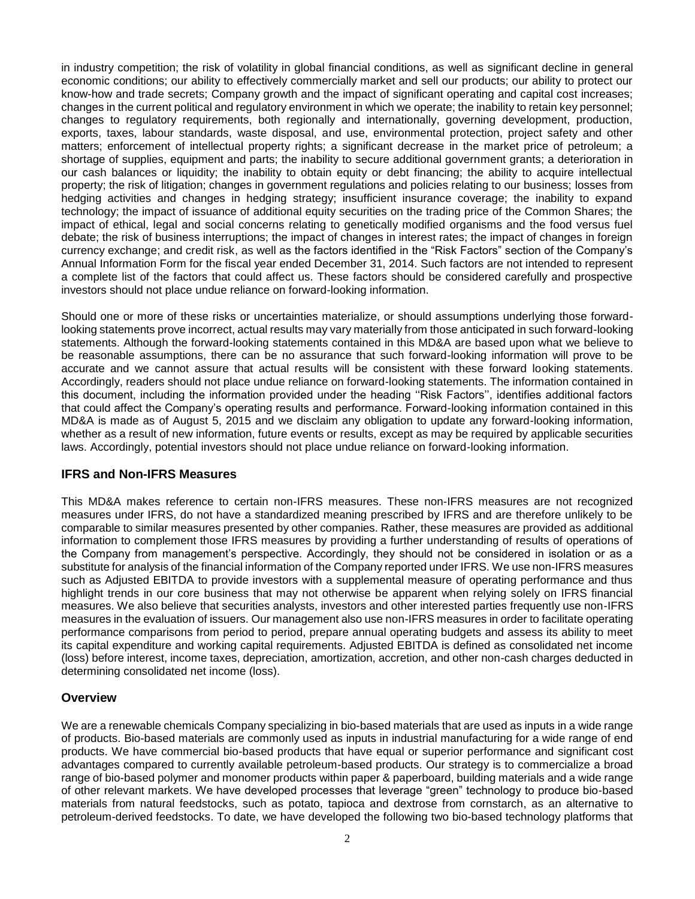in industry competition; the risk of volatility in global financial conditions, as well as significant decline in general economic conditions; our ability to effectively commercially market and sell our products; our ability to protect our know-how and trade secrets; Company growth and the impact of significant operating and capital cost increases; changes in the current political and regulatory environment in which we operate; the inability to retain key personnel; changes to regulatory requirements, both regionally and internationally, governing development, production, exports, taxes, labour standards, waste disposal, and use, environmental protection, project safety and other matters; enforcement of intellectual property rights; a significant decrease in the market price of petroleum; a shortage of supplies, equipment and parts; the inability to secure additional government grants; a deterioration in our cash balances or liquidity; the inability to obtain equity or debt financing; the ability to acquire intellectual property; the risk of litigation; changes in government regulations and policies relating to our business; losses from hedging activities and changes in hedging strategy; insufficient insurance coverage; the inability to expand technology; the impact of issuance of additional equity securities on the trading price of the Common Shares; the impact of ethical, legal and social concerns relating to genetically modified organisms and the food versus fuel debate; the risk of business interruptions; the impact of changes in interest rates; the impact of changes in foreign currency exchange; and credit risk, as well as the factors identified in the "Risk Factors" section of the Company's Annual Information Form for the fiscal year ended December 31, 2014. Such factors are not intended to represent a complete list of the factors that could affect us. These factors should be considered carefully and prospective investors should not place undue reliance on forward-looking information.

Should one or more of these risks or uncertainties materialize, or should assumptions underlying those forward-looking statements prove incorrect, actual results may vary materially from those anticipated in such forward-looking statements. Although the forward-looking statements contained in this MD&A are based upon what we believe to be reasonable assumptions, there can be no assurance that such forward-looking information will prove to be accurate and we cannot assure that actual results will be consistent with these forward looking statements. Accordingly, readers should not place undue reliance on forward-looking statements. The information contained in this document, including the information provided under the heading ''Risk Factors'', identifies additional factors that could affect the Company's operating results and performance. Forward-looking information contained in this MD&A is made as of August 5, 2015 and we disclaim any obligation to update any forward-looking information, whether as a result of new information, future events or results, except as may be required by applicable securities laws. Accordingly, potential investors should not place undue reliance on forward-looking information.

## IFRS and Non-IFRS Measures

This MD&A makes reference to certain non-IFRS measures. These non-IFRS measures are not recognized measures under IFRS, do not have a standardized meaning prescribed by IFRS and are therefore unlikely to be comparable to similar measures presented by other companies. Rather, these measures are provided as additional information to complement those IFRS measures by providing a further understanding of results of operations of the Company from management's perspective. Accordingly, they should not be considered in isolation or as a substitute for analysis of the financial information of the Company reported under IFRS. We use non-IFRS measures such as Adjusted EBITDA to provide investors with a supplemental measure of operating performance and thus highlight trends in our core business that may not otherwise be apparent when relying solely on IFRS financial measures. We also believe that securities analysts, investors and other interested parties frequently use non-IFRS measures in the evaluation of issuers. Our management also use non-IFRS measures in order to facilitate operating performance comparisons from period to period, prepare annual operating budgets and assess its ability to meet its capital expenditure and working capital requirements. Adjusted EBITDA is defined as consolidated net income (loss) before interest, income taxes, depreciation, amortization, accretion, and other non-cash charges deducted in determining consolidated net income (loss).

## Overview

We are a renewable chemicals Company specializing in bio-based materials that are used as inputs in a wide range of products. Bio-based materials are commonly used as inputs in industrial manufacturing for a wide range of end products. We have commercial bio-based products that have equal or superior performance and significant cost advantages compared to currently available petroleum-based products. Our strategy is to commercialize a broad range of bio-based polymer and monomer products within paper & paperboard, building materials and a wide range of other relevant markets. We have developed processes that leverage "green" technology to produce bio-based materials from natural feedstocks, such as potato, tapioca and dextrose from cornstarch, as an alternative to petroleum-derived feedstocks. To date, we have developed the following two bio-based technology platforms that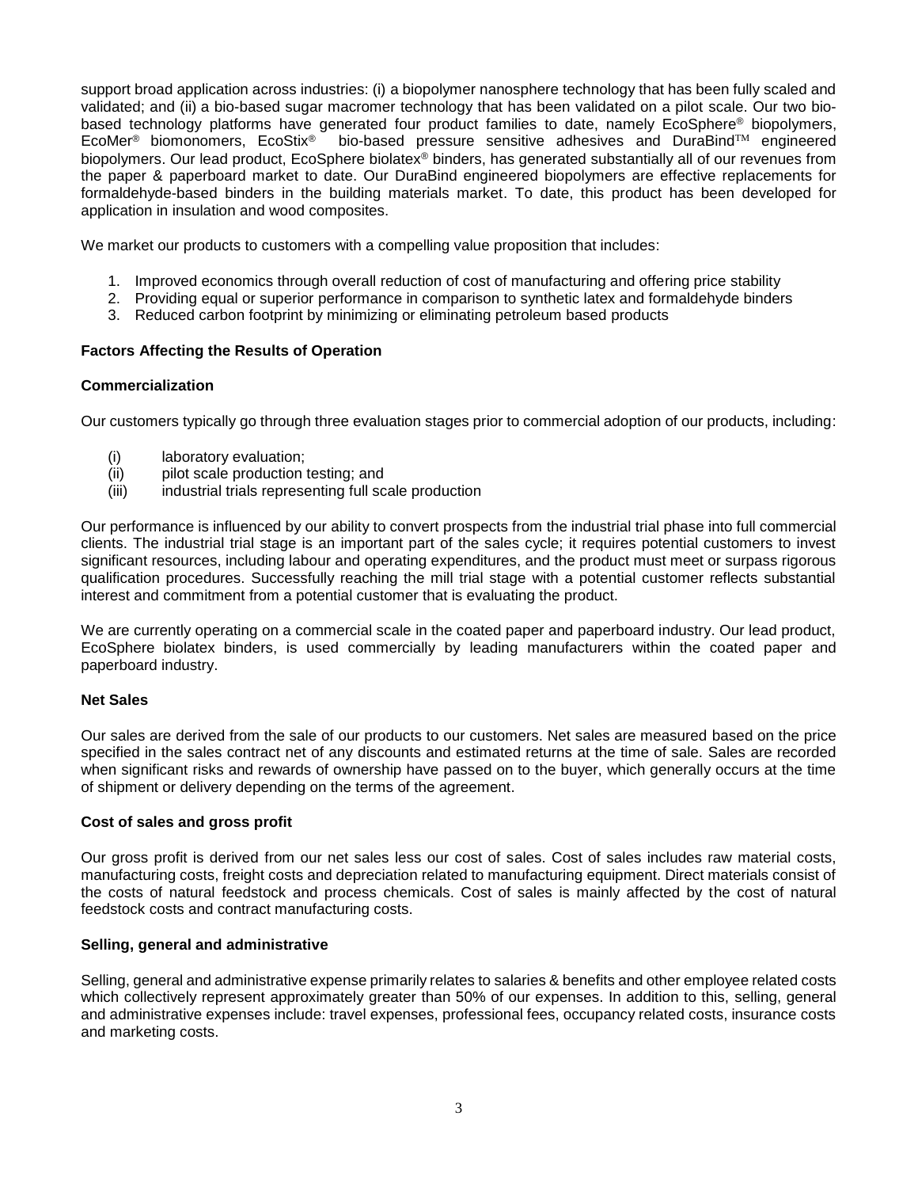support broad application across industries: (i) a biopolymer nanosphere technology that has been fully scaled and validated; and (ii) a bio-based sugar macromer technology that has been validated on a pilot scale. Our two bio-based technology platforms have generated four product families to date, namely EcoSphere® biopolymers, EcoMer® biomonomers, EcoStix® bio-based pressure sensitive adhesives and DuraBind™ engineered biopolymers. Our lead product, EcoSphere biolatex® binders, has generated substantially all of our revenues from the paper & paperboard market to date. Our DuraBind engineered biopolymers are effective replacements for formaldehyde-based binders in the building materials market. To date, this product has been developed for application in insulation and wood composites.

We market our products to customers with a compelling value proposition that includes:

1. Improved economics through overall reduction of cost of manufacturing and offering price stability
2. Providing equal or superior performance in comparison to synthetic latex and formaldehyde binders
3. Reduced carbon footprint by minimizing or eliminating petroleum based products

**Factors Affecting the Results of Operation**

**Commercialization**

Our customers typically go through three evaluation stages prior to commercial adoption of our products, including:

(i) laboratory evaluation;
(ii) pilot scale production testing; and
(iii) industrial trials representing full scale production

Our performance is influenced by our ability to convert prospects from the industrial trial phase into full commercial clients. The industrial trial stage is an important part of the sales cycle; it requires potential customers to invest significant resources, including labour and operating expenditures, and the product must meet or surpass rigorous qualification procedures. Successfully reaching the mill trial stage with a potential customer reflects substantial interest and commitment from a potential customer that is evaluating the product.

We are currently operating on a commercial scale in the coated paper and paperboard industry. Our lead product, EcoSphere biolatex binders, is used commercially by leading manufacturers within the coated paper and paperboard industry.

**Net Sales**

Our sales are derived from the sale of our products to our customers. Net sales are measured based on the price specified in the sales contract net of any discounts and estimated returns at the time of sale. Sales are recorded when significant risks and rewards of ownership have passed on to the buyer, which generally occurs at the time of shipment or delivery depending on the terms of the agreement.

**Cost of sales and gross profit**

Our gross profit is derived from our net sales less our cost of sales. Cost of sales includes raw material costs, manufacturing costs, freight costs and depreciation related to manufacturing equipment. Direct materials consist of the costs of natural feedstock and process chemicals. Cost of sales is mainly affected by the cost of natural feedstock costs and contract manufacturing costs.

**Selling, general and administrative**

Selling, general and administrative expense primarily relates to salaries & benefits and other employee related costs which collectively represent approximately greater than 50% of our expenses. In addition to this, selling, general and administrative expenses include: travel expenses, professional fees, occupancy related costs, insurance costs and marketing costs.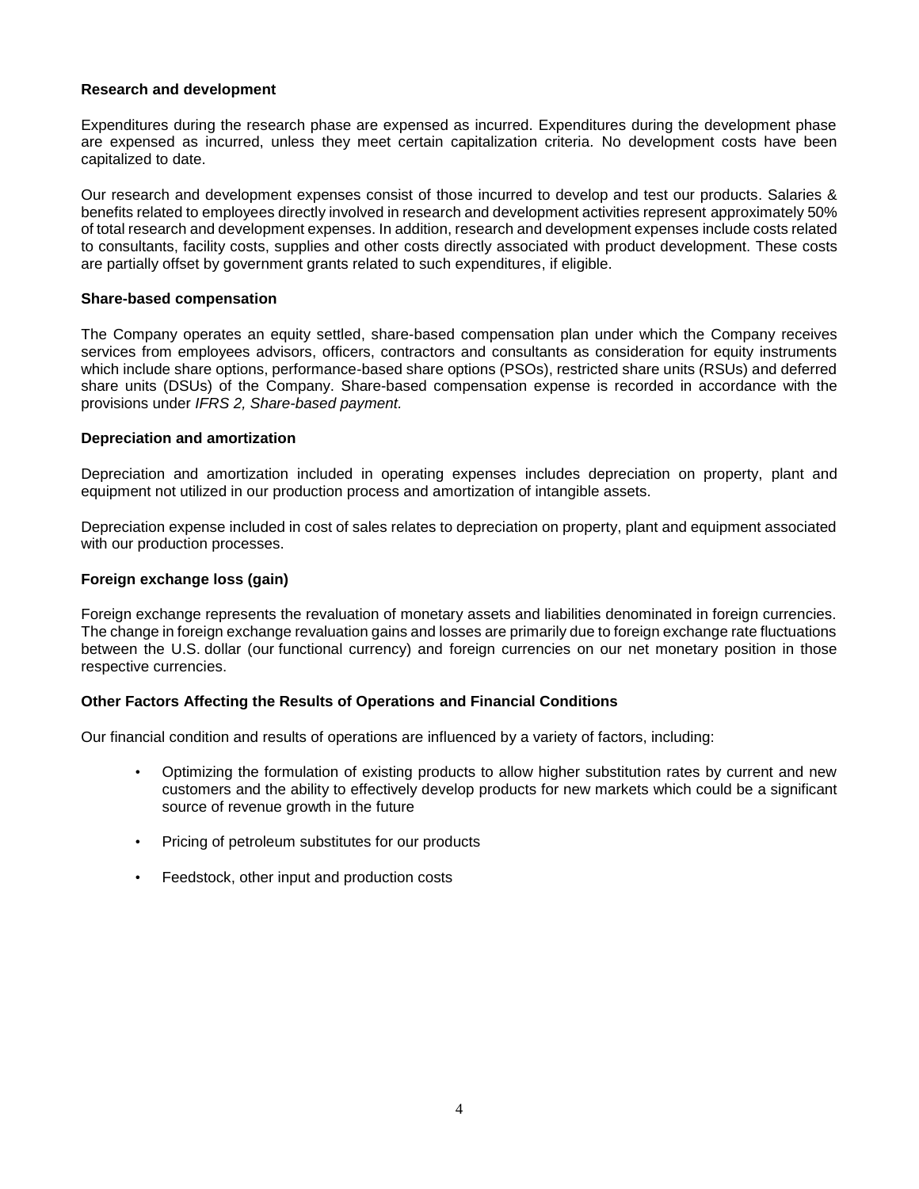**Research and development**

Expenditures during the research phase are expensed as incurred. Expenditures during the development phase are expensed as incurred, unless they meet certain capitalization criteria. No development costs have been capitalized to date.

Our research and development expenses consist of those incurred to develop and test our products. Salaries & benefits related to employees directly involved in research and development activities represent approximately 50% of total research and development expenses. In addition, research and development expenses include costs related to consultants, facility costs, supplies and other costs directly associated with product development. These costs are partially offset by government grants related to such expenditures, if eligible.

**Share-based compensation**

The Company operates an equity settled, share-based compensation plan under which the Company receives services from employees advisors, officers, contractors and consultants as consideration for equity instruments which include share options, performance-based share options (PSOs), restricted share units (RSUs) and deferred share units (DSUs) of the Company. Share-based compensation expense is recorded in accordance with the provisions under *IFRS 2, Share-based payment.*

**Depreciation and amortization**

Depreciation and amortization included in operating expenses includes depreciation on property, plant and equipment not utilized in our production process and amortization of intangible assets.

Depreciation expense included in cost of sales relates to depreciation on property, plant and equipment associated with our production processes.

**Foreign exchange loss (gain)**

Foreign exchange represents the revaluation of monetary assets and liabilities denominated in foreign currencies. The change in foreign exchange revaluation gains and losses are primarily due to foreign exchange rate fluctuations between the U.S. dollar (our functional currency) and foreign currencies on our net monetary position in those respective currencies.

**Other Factors Affecting the Results of Operations and Financial Conditions**

Our financial condition and results of operations are influenced by a variety of factors, including:

- Optimizing the formulation of existing products to allow higher substitution rates by current and new customers and the ability to effectively develop products for new markets which could be a significant source of revenue growth in the future
- Pricing of petroleum substitutes for our products
- Feedstock, other input and production costs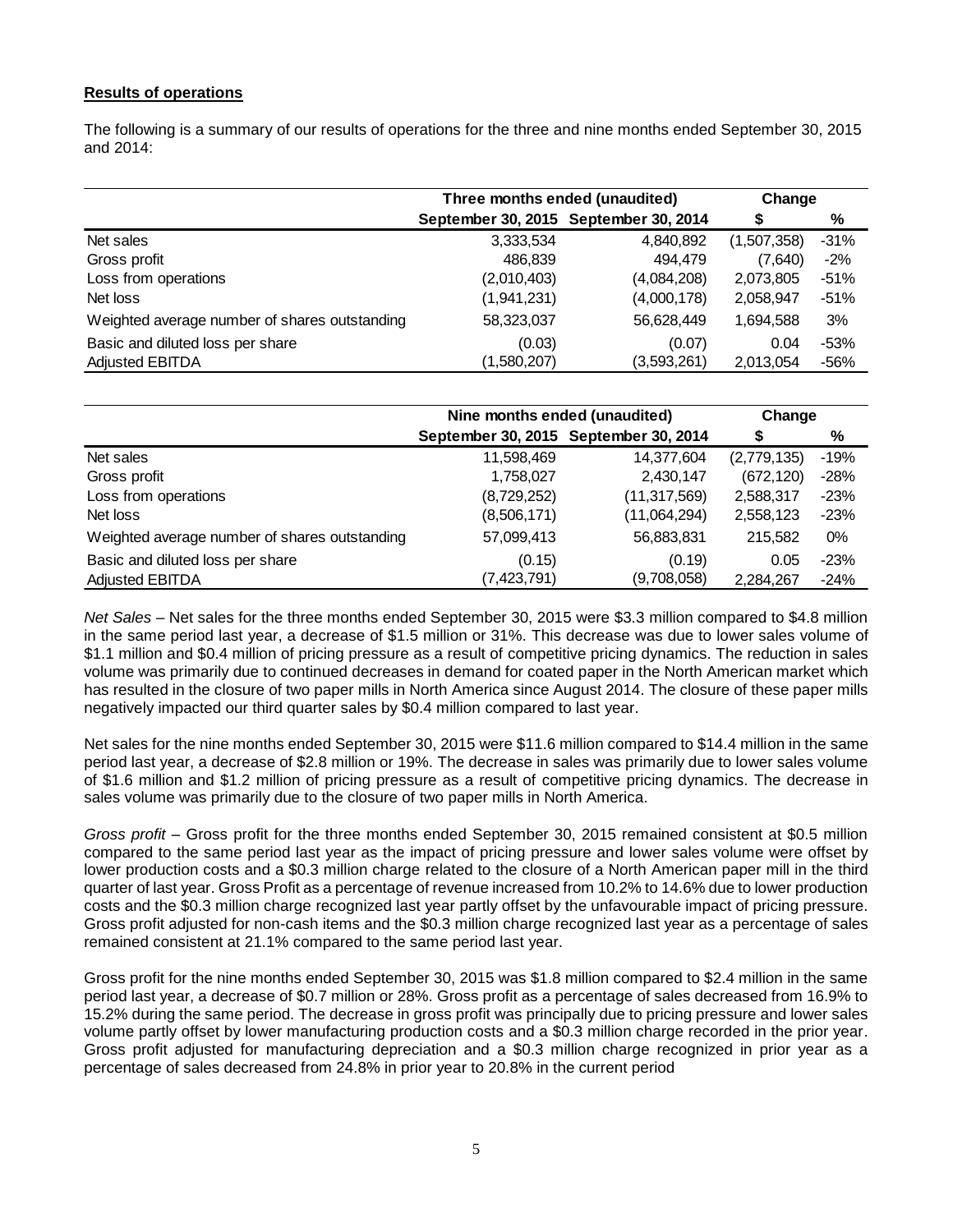**Results of operations**

The following is a summary of our results of operations for the three and nine months ended September 30, 2015 and 2014:

| | Three months ended (unaudited) | | Change | |
|---|---|---|---|---|
| | September 30, 2015 | September 30, 2014 | $ | % |
| Net sales | 3,333,534 | 4,840,892 | (1,507,358) | -31% |
| Gross profit | 486,839 | 494,479 | (7,640) | -2% |
| Loss from operations | (2,010,403) | (4,084,208) | 2,073,805 | -51% |
| Net loss | (1,941,231) | (4,000,178) | 2,058,947 | -51% |
| Weighted average number of shares outstanding | 58,323,037 | 56,628,449 | 1,694,588 | 3% |
| Basic and diluted loss per share | (0.03) | (0.07) | 0.04 | -53% |
| Adjusted EBITDA | (1,580,207) | (3,593,261) | 2,013,054 | -56% |

| | Nine months ended (unaudited) | | Change | |
|---|---|---|---|---|
| | September 30, 2015 | September 30, 2014 | $ | % |
| Net sales | 11,598,469 | 14,377,604 | (2,779,135) | -19% |
| Gross profit | 1,758,027 | 2,430,147 | (672,120) | -28% |
| Loss from operations | (8,729,252) | (11,317,569) | 2,588,317 | -23% |
| Net loss | (8,506,171) | (11,064,294) | 2,558,123 | -23% |
| Weighted average number of shares outstanding | 57,099,413 | 56,883,831 | 215,582 | 0% |
| Basic and diluted loss per share | (0.15) | (0.19) | 0.05 | -23% |
| Adjusted EBITDA | (7,423,791) | (9,708,058) | 2,284,267 | -24% |

*Net Sales* – Net sales for the three months ended September 30, 2015 were $3.3 million compared to $4.8 million in the same period last year, a decrease of $1.5 million or 31%. This decrease was due to lower sales volume of $1.1 million and $0.4 million of pricing pressure as a result of competitive pricing dynamics. The reduction in sales volume was primarily due to continued decreases in demand for coated paper in the North American market which has resulted in the closure of two paper mills in North America since August 2014. The closure of these paper mills negatively impacted our third quarter sales by $0.4 million compared to last year.

Net sales for the nine months ended September 30, 2015 were $11.6 million compared to $14.4 million in the same period last year, a decrease of $2.8 million or 19%. The decrease in sales was primarily due to lower sales volume of $1.6 million and $1.2 million of pricing pressure as a result of competitive pricing dynamics. The decrease in sales volume was primarily due to the closure of two paper mills in North America.

*Gross profit* – Gross profit for the three months ended September 30, 2015 remained consistent at $0.5 million compared to the same period last year as the impact of pricing pressure and lower sales volume were offset by lower production costs and a $0.3 million charge related to the closure of a North American paper mill in the third quarter of last year. Gross Profit as a percentage of revenue increased from 10.2% to 14.6% due to lower production costs and the $0.3 million charge recognized last year partly offset by the unfavourable impact of pricing pressure. Gross profit adjusted for non-cash items and the $0.3 million charge recognized last year as a percentage of sales remained consistent at 21.1% compared to the same period last year.

Gross profit for the nine months ended September 30, 2015 was $1.8 million compared to $2.4 million in the same period last year, a decrease of $0.7 million or 28%. Gross profit as a percentage of sales decreased from 16.9% to 15.2% during the same period. The decrease in gross profit was principally due to pricing pressure and lower sales volume partly offset by lower manufacturing production costs and a $0.3 million charge recorded in the prior year. Gross profit adjusted for manufacturing depreciation and a $0.3 million charge recognized in prior year as a percentage of sales decreased from 24.8% in prior year to 20.8% in the current period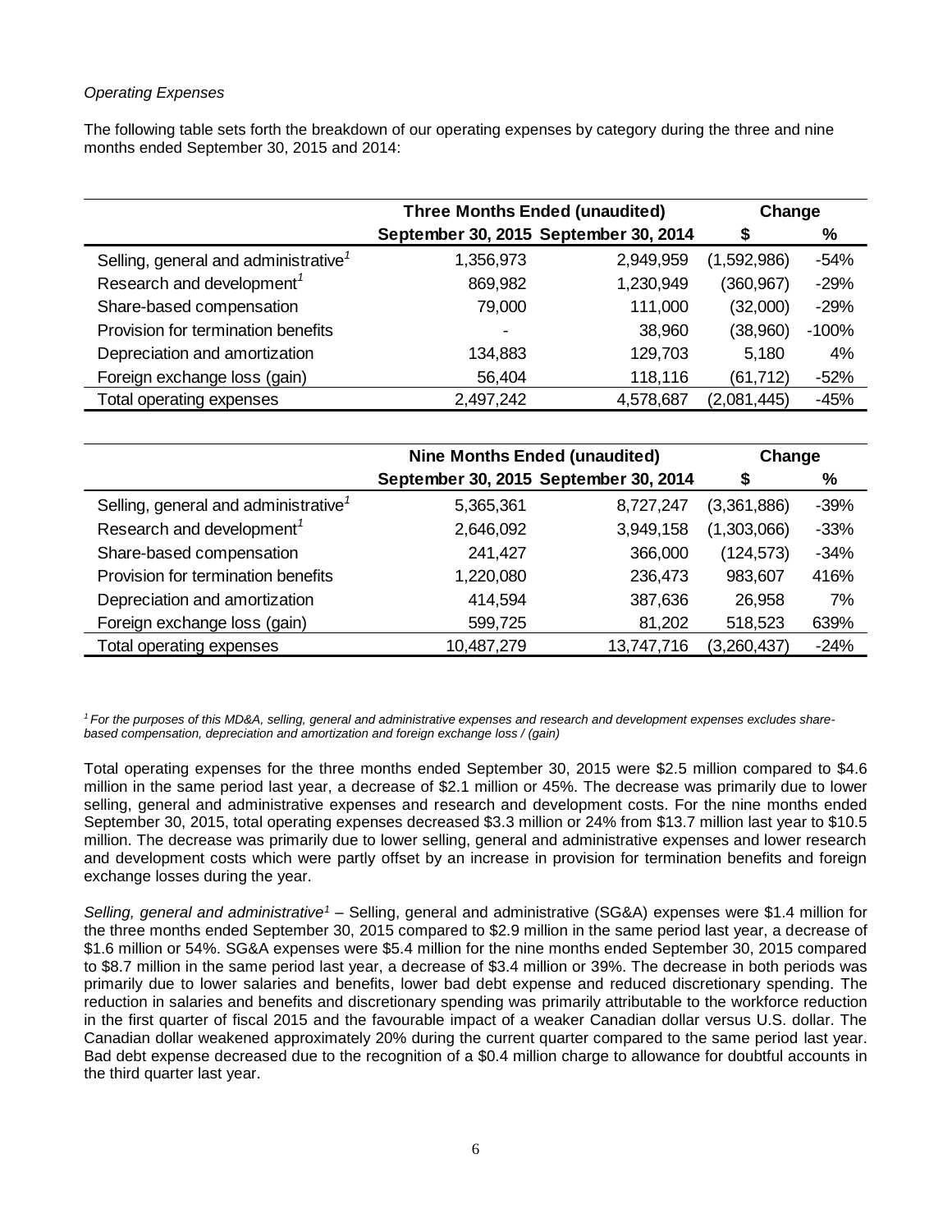*Operating Expenses*

The following table sets forth the breakdown of our operating expenses by category during the three and nine months ended September 30, 2015 and 2014:

| | Three Months Ended (unaudited) | | Change | |
|---|---|---|---|---|
| | September 30, 2015 | September 30, 2014 | $ | % |
| Selling, general and administrative[1] | 1,356,973 | 2,949,959 | (1,592,986) | -54% |
| Research and development[1] | 869,982 | 1,230,949 | (360,967) | -29% |
| Share-based compensation | 79,000 | 111,000 | (32,000) | -29% |
| Provision for termination benefits | - | 38,960 | (38,960) | -100% |
| Depreciation and amortization | 134,883 | 129,703 | 5,180 | 4% |
| Foreign exchange loss (gain) | 56,404 | 118,116 | (61,712) | -52% |
| Total operating expenses | 2,497,242 | 4,578,687 | (2,081,445) | -45% |

| | Nine Months Ended (unaudited) | | Change | |
|---|---|---|---|---|
| | September 30, 2015 | September 30, 2014 | $ | % |
| Selling, general and administrative[1] | 5,365,361 | 8,727,247 | (3,361,886) | -39% |
| Research and development[1] | 2,646,092 | 3,949,158 | (1,303,066) | -33% |
| Share-based compensation | 241,427 | 366,000 | (124,573) | -34% |
| Provision for termination benefits | 1,220,080 | 236,473 | 983,607 | 416% |
| Depreciation and amortization | 414,594 | 387,636 | 26,958 | 7% |
| Foreign exchange loss (gain) | 599,725 | 81,202 | 518,523 | 639% |
| Total operating expenses | 10,487,279 | 13,747,716 | (3,260,437) | -24% |

[1] *For the purposes of this MD&A, selling, general and administrative expenses and research and development expenses excludes share-based compensation, depreciation and amortization and foreign exchange loss / (gain)*

Total operating expenses for the three months ended September 30, 2015 were $2.5 million compared to $4.6 million in the same period last year, a decrease of $2.1 million or 45%. The decrease was primarily due to lower selling, general and administrative expenses and research and development costs. For the nine months ended September 30, 2015, total operating expenses decreased $3.3 million or 24% from $13.7 million last year to $10.5 million. The decrease was primarily due to lower selling, general and administrative expenses and lower research and development costs which were partly offset by an increase in provision for termination benefits and foreign exchange losses during the year.

*Selling, general and administrative*[1] – Selling, general and administrative (SG&A) expenses were $1.4 million for the three months ended September 30, 2015 compared to $2.9 million in the same period last year, a decrease of $1.6 million or 54%. SG&A expenses were $5.4 million for the nine months ended September 30, 2015 compared to $8.7 million in the same period last year, a decrease of $3.4 million or 39%. The decrease in both periods was primarily due to lower salaries and benefits, lower bad debt expense and reduced discretionary spending. The reduction in salaries and benefits and discretionary spending was primarily attributable to the workforce reduction in the first quarter of fiscal 2015 and the favourable impact of a weaker Canadian dollar versus U.S. dollar. The Canadian dollar weakened approximately 20% during the current quarter compared to the same period last year. Bad debt expense decreased due to the recognition of a $0.4 million charge to allowance for doubtful accounts in the third quarter last year.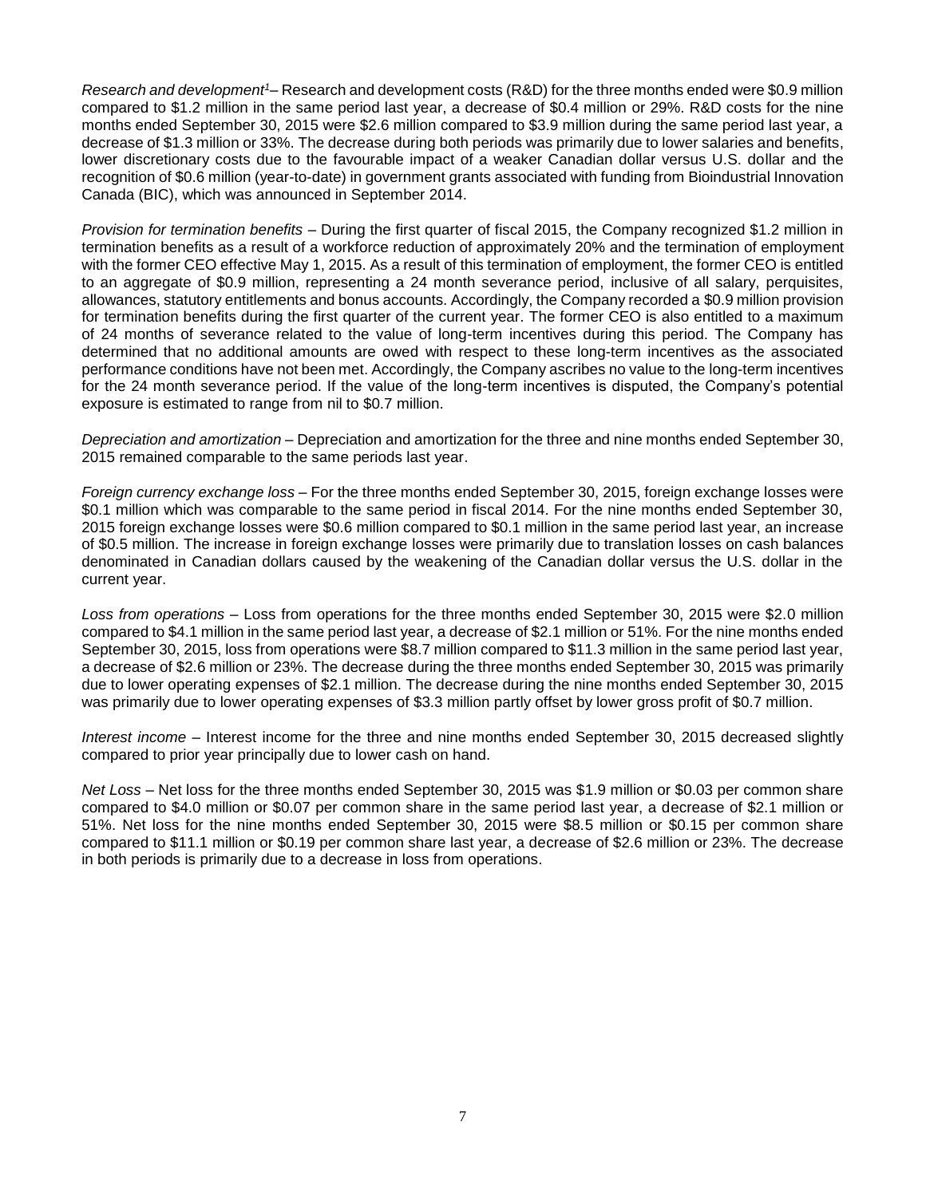*Research and development*[1]– Research and development costs (R&D) for the three months ended were $0.9 million compared to $1.2 million in the same period last year, a decrease of $0.4 million or 29%. R&D costs for the nine months ended September 30, 2015 were $2.6 million compared to $3.9 million during the same period last year, a decrease of $1.3 million or 33%. The decrease during both periods was primarily due to lower salaries and benefits, lower discretionary costs due to the favourable impact of a weaker Canadian dollar versus U.S. dollar and the recognition of $0.6 million (year-to-date) in government grants associated with funding from Bioindustrial Innovation Canada (BIC), which was announced in September 2014.

*Provision for termination benefits* – During the first quarter of fiscal 2015, the Company recognized $1.2 million in termination benefits as a result of a workforce reduction of approximately 20% and the termination of employment with the former CEO effective May 1, 2015. As a result of this termination of employment, the former CEO is entitled to an aggregate of $0.9 million, representing a 24 month severance period, inclusive of all salary, perquisites, allowances, statutory entitlements and bonus accounts. Accordingly, the Company recorded a $0.9 million provision for termination benefits during the first quarter of the current year. The former CEO is also entitled to a maximum of 24 months of severance related to the value of long-term incentives during this period. The Company has determined that no additional amounts are owed with respect to these long-term incentives as the associated performance conditions have not been met. Accordingly, the Company ascribes no value to the long-term incentives for the 24 month severance period. If the value of the long-term incentives is disputed, the Company's potential exposure is estimated to range from nil to $0.7 million.

*Depreciation and amortization* – Depreciation and amortization for the three and nine months ended September 30, 2015 remained comparable to the same periods last year.

*Foreign currency exchange loss* – For the three months ended September 30, 2015, foreign exchange losses were $0.1 million which was comparable to the same period in fiscal 2014. For the nine months ended September 30, 2015 foreign exchange losses were $0.6 million compared to $0.1 million in the same period last year, an increase of $0.5 million. The increase in foreign exchange losses were primarily due to translation losses on cash balances denominated in Canadian dollars caused by the weakening of the Canadian dollar versus the U.S. dollar in the current year.

*Loss from operations* – Loss from operations for the three months ended September 30, 2015 were $2.0 million compared to $4.1 million in the same period last year, a decrease of $2.1 million or 51%. For the nine months ended September 30, 2015, loss from operations were $8.7 million compared to $11.3 million in the same period last year, a decrease of $2.6 million or 23%. The decrease during the three months ended September 30, 2015 was primarily due to lower operating expenses of $2.1 million. The decrease during the nine months ended September 30, 2015 was primarily due to lower operating expenses of $3.3 million partly offset by lower gross profit of $0.7 million.

*Interest income* – Interest income for the three and nine months ended September 30, 2015 decreased slightly compared to prior year principally due to lower cash on hand.

*Net Loss* – Net loss for the three months ended September 30, 2015 was $1.9 million or $0.03 per common share compared to $4.0 million or $0.07 per common share in the same period last year, a decrease of $2.1 million or 51%. Net loss for the nine months ended September 30, 2015 were $8.5 million or $0.15 per common share compared to $11.1 million or $0.19 per common share last year, a decrease of $2.6 million or 23%. The decrease in both periods is primarily due to a decrease in loss from operations.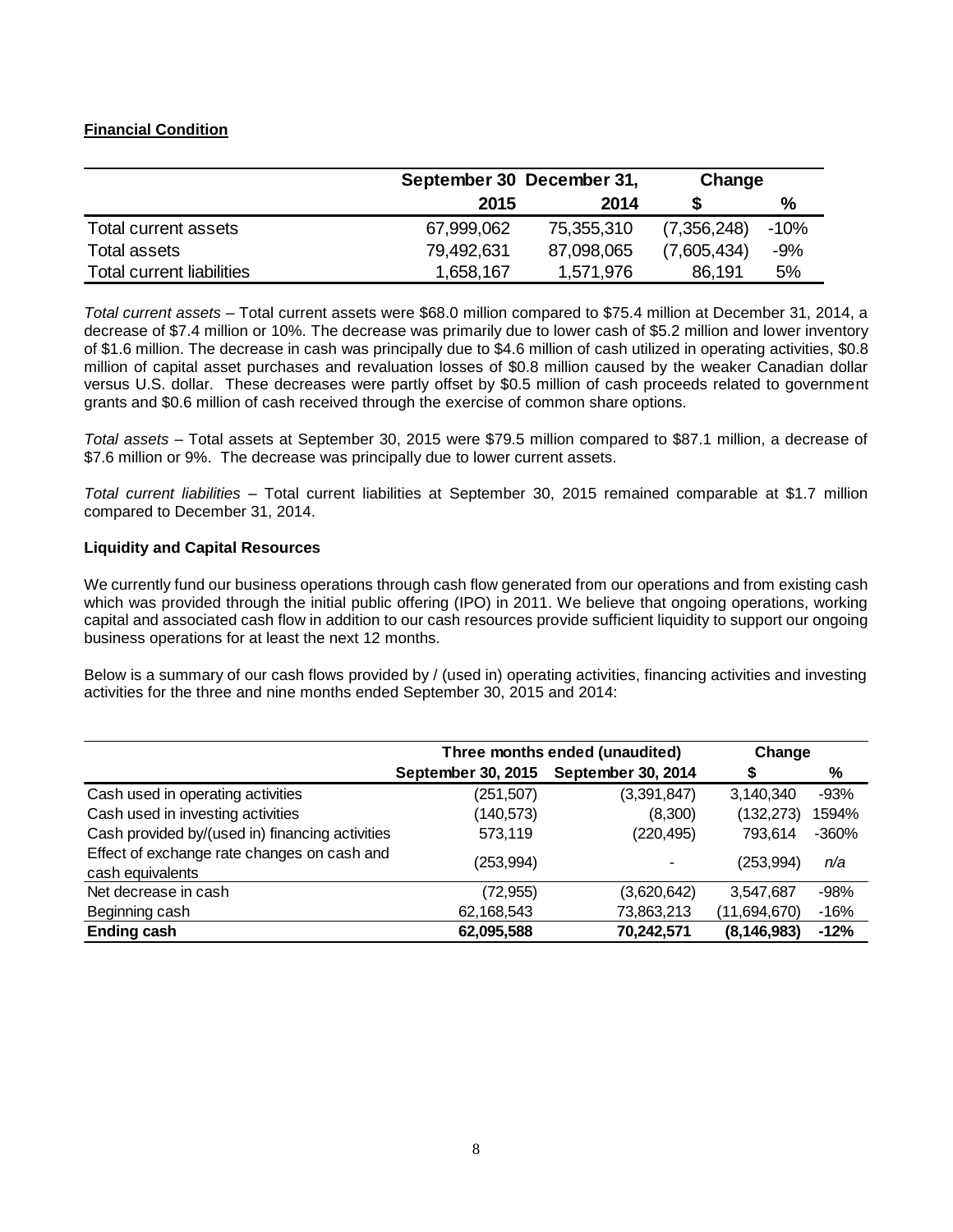**Financial Condition**

| | September 30 | December 31, | Change | |
|---|---|---|---|---|
| | 2015 | 2014 | $ | % |
| Total current assets | 67,999,062 | 75,355,310 | (7,356,248) | -10% |
| Total assets | 79,492,631 | 87,098,065 | (7,605,434) | -9% |
| Total current liabilities | 1,658,167 | 1,571,976 | 86,191 | 5% |

*Total current assets* – Total current assets were $68.0 million compared to $75.4 million at December 31, 2014, a decrease of $7.4 million or 10%. The decrease was primarily due to lower cash of $5.2 million and lower inventory of $1.6 million. The decrease in cash was principally due to $4.6 million of cash utilized in operating activities, $0.8 million of capital asset purchases and revaluation losses of $0.8 million caused by the weaker Canadian dollar versus U.S. dollar. These decreases were partly offset by $0.5 million of cash proceeds related to government grants and $0.6 million of cash received through the exercise of common share options.

*Total assets* – Total assets at September 30, 2015 were $79.5 million compared to $87.1 million, a decrease of $7.6 million or 9%. The decrease was principally due to lower current assets.

*Total current liabilities* – Total current liabilities at September 30, 2015 remained comparable at $1.7 million compared to December 31, 2014.

**Liquidity and Capital Resources**

We currently fund our business operations through cash flow generated from our operations and from existing cash which was provided through the initial public offering (IPO) in 2011. We believe that ongoing operations, working capital and associated cash flow in addition to our cash resources provide sufficient liquidity to support our ongoing business operations for at least the next 12 months.

Below is a summary of our cash flows provided by / (used in) operating activities, financing activities and investing activities for the three and nine months ended September 30, 2015 and 2014:

| | Three months ended (unaudited) | | Change | |
|---|---|---|---|---|
| | September 30, 2015 | September 30, 2014 | $ | % |
| Cash used in operating activities | (251,507) | (3,391,847) | 3,140,340 | -93% |
| Cash used in investing activities | (140,573) | (8,300) | (132,273) | 1594% |
| Cash provided by/(used in) financing activities | 573,119 | (220,495) | 793,614 | -360% |
| Effect of exchange rate changes on cash and cash equivalents | (253,994) | - | (253,994) | n/a |
| Net decrease in cash | (72,955) | (3,620,642) | 3,547,687 | -98% |
| Beginning cash | 62,168,543 | 73,863,213 | (11,694,670) | -16% |
| **Ending cash** | **62,095,588** | **70,242,571** | **(8,146,983)** | **-12%** |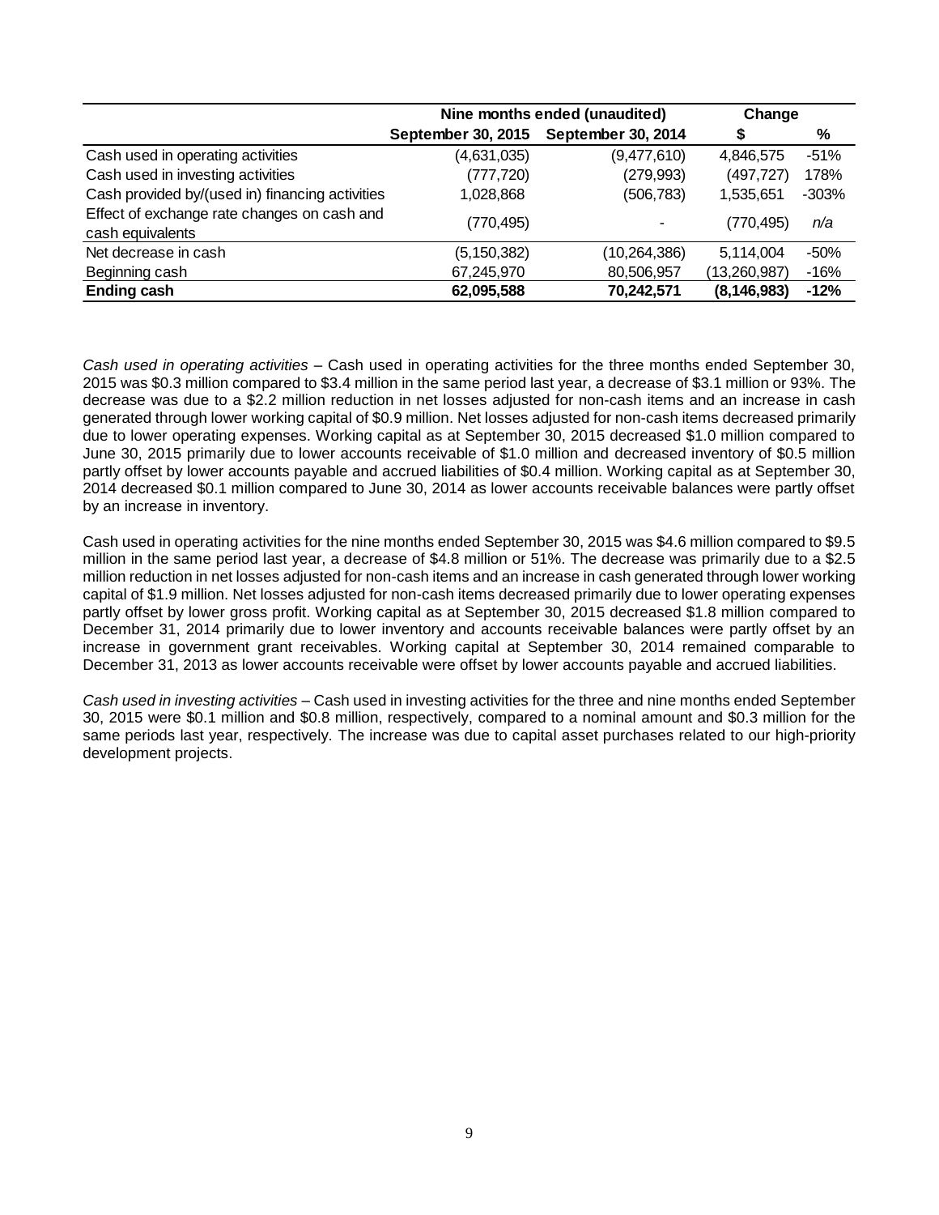| | Nine months ended (unaudited) | | Change | |
|---|---|---|---|---|
| | September 30, 2015 | September 30, 2014 | $ | % |
| Cash used in operating activities | (4,631,035) | (9,477,610) | 4,846,575 | -51% |
| Cash used in investing activities | (777,720) | (279,993) | (497,727) | 178% |
| Cash provided by/(used in) financing activities | 1,028,868 | (506,783) | 1,535,651 | -303% |
| Effect of exchange rate changes on cash and cash equivalents | (770,495) | - | (770,495) | *n/a* |
| Net decrease in cash | (5,150,382) | (10,264,386) | 5,114,004 | -50% |
| Beginning cash | 67,245,970 | 80,506,957 | (13,260,987) | -16% |
| **Ending cash** | **62,095,588** | **70,242,571** | **(8,146,983)** | **-12%** |

*Cash used in operating activities* – Cash used in operating activities for the three months ended September 30, 2015 was $0.3 million compared to $3.4 million in the same period last year, a decrease of $3.1 million or 93%. The decrease was due to a $2.2 million reduction in net losses adjusted for non-cash items and an increase in cash generated through lower working capital of $0.9 million. Net losses adjusted for non-cash items decreased primarily due to lower operating expenses. Working capital as at September 30, 2015 decreased $1.0 million compared to June 30, 2015 primarily due to lower accounts receivable of $1.0 million and decreased inventory of $0.5 million partly offset by lower accounts payable and accrued liabilities of $0.4 million. Working capital as at September 30, 2014 decreased $0.1 million compared to June 30, 2014 as lower accounts receivable balances were partly offset by an increase in inventory.

Cash used in operating activities for the nine months ended September 30, 2015 was $4.6 million compared to $9.5 million in the same period last year, a decrease of $4.8 million or 51%. The decrease was primarily due to a $2.5 million reduction in net losses adjusted for non-cash items and an increase in cash generated through lower working capital of $1.9 million. Net losses adjusted for non-cash items decreased primarily due to lower operating expenses partly offset by lower gross profit. Working capital as at September 30, 2015 decreased $1.8 million compared to December 31, 2014 primarily due to lower inventory and accounts receivable balances were partly offset by an increase in government grant receivables. Working capital at September 30, 2014 remained comparable to December 31, 2013 as lower accounts receivable were offset by lower accounts payable and accrued liabilities.

*Cash used in investing activities* – Cash used in investing activities for the three and nine months ended September 30, 2015 were $0.1 million and $0.8 million, respectively, compared to a nominal amount and $0.3 million for the same periods last year, respectively. The increase was due to capital asset purchases related to our high-priority development projects.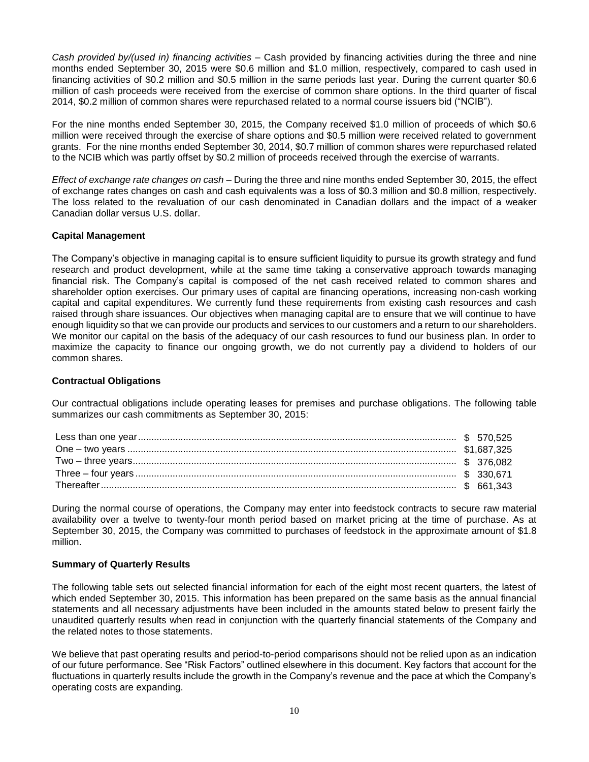*Cash provided by/(used in) financing activities* – Cash provided by financing activities during the three and nine months ended September 30, 2015 were $0.6 million and $1.0 million, respectively, compared to cash used in financing activities of $0.2 million and $0.5 million in the same periods last year. During the current quarter $0.6 million of cash proceeds were received from the exercise of common share options. In the third quarter of fiscal 2014, $0.2 million of common shares were repurchased related to a normal course issuers bid ("NCIB").

For the nine months ended September 30, 2015, the Company received $1.0 million of proceeds of which $0.6 million were received through the exercise of share options and $0.5 million were received related to government grants. For the nine months ended September 30, 2014, $0.7 million of common shares were repurchased related to the NCIB which was partly offset by $0.2 million of proceeds received through the exercise of warrants.

*Effect of exchange rate changes on cash* – During the three and nine months ended September 30, 2015, the effect of exchange rates changes on cash and cash equivalents was a loss of $0.3 million and $0.8 million, respectively. The loss related to the revaluation of our cash denominated in Canadian dollars and the impact of a weaker Canadian dollar versus U.S. dollar.

**Capital Management**

The Company's objective in managing capital is to ensure sufficient liquidity to pursue its growth strategy and fund research and product development, while at the same time taking a conservative approach towards managing financial risk. The Company's capital is composed of the net cash received related to common shares and shareholder option exercises. Our primary uses of capital are financing operations, increasing non-cash working capital and capital expenditures. We currently fund these requirements from existing cash resources and cash raised through share issuances. Our objectives when managing capital are to ensure that we will continue to have enough liquidity so that we can provide our products and services to our customers and a return to our shareholders. We monitor our capital on the basis of the adequacy of our cash resources to fund our business plan. In order to maximize the capacity to finance our ongoing growth, we do not currently pay a dividend to holders of our common shares.

**Contractual Obligations**

Our contractual obligations include operating leases for premises and purchase obligations. The following table summarizes our cash commitments as September 30, 2015:

| | |
|---|---|
| Less than one year | $ 570,525 |
| One – two years | $1,687,325 |
| Two – three years | $ 376,082 |
| Three – four years | $ 330,671 |
| Thereafter | $ 661,343 |

During the normal course of operations, the Company may enter into feedstock contracts to secure raw material availability over a twelve to twenty-four month period based on market pricing at the time of purchase. As at September 30, 2015, the Company was committed to purchases of feedstock in the approximate amount of $1.8 million.

**Summary of Quarterly Results**

The following table sets out selected financial information for each of the eight most recent quarters, the latest of which ended September 30, 2015. This information has been prepared on the same basis as the annual financial statements and all necessary adjustments have been included in the amounts stated below to present fairly the unaudited quarterly results when read in conjunction with the quarterly financial statements of the Company and the related notes to those statements.

We believe that past operating results and period-to-period comparisons should not be relied upon as an indication of our future performance. See "Risk Factors" outlined elsewhere in this document. Key factors that account for the fluctuations in quarterly results include the growth in the Company's revenue and the pace at which the Company's operating costs are expanding.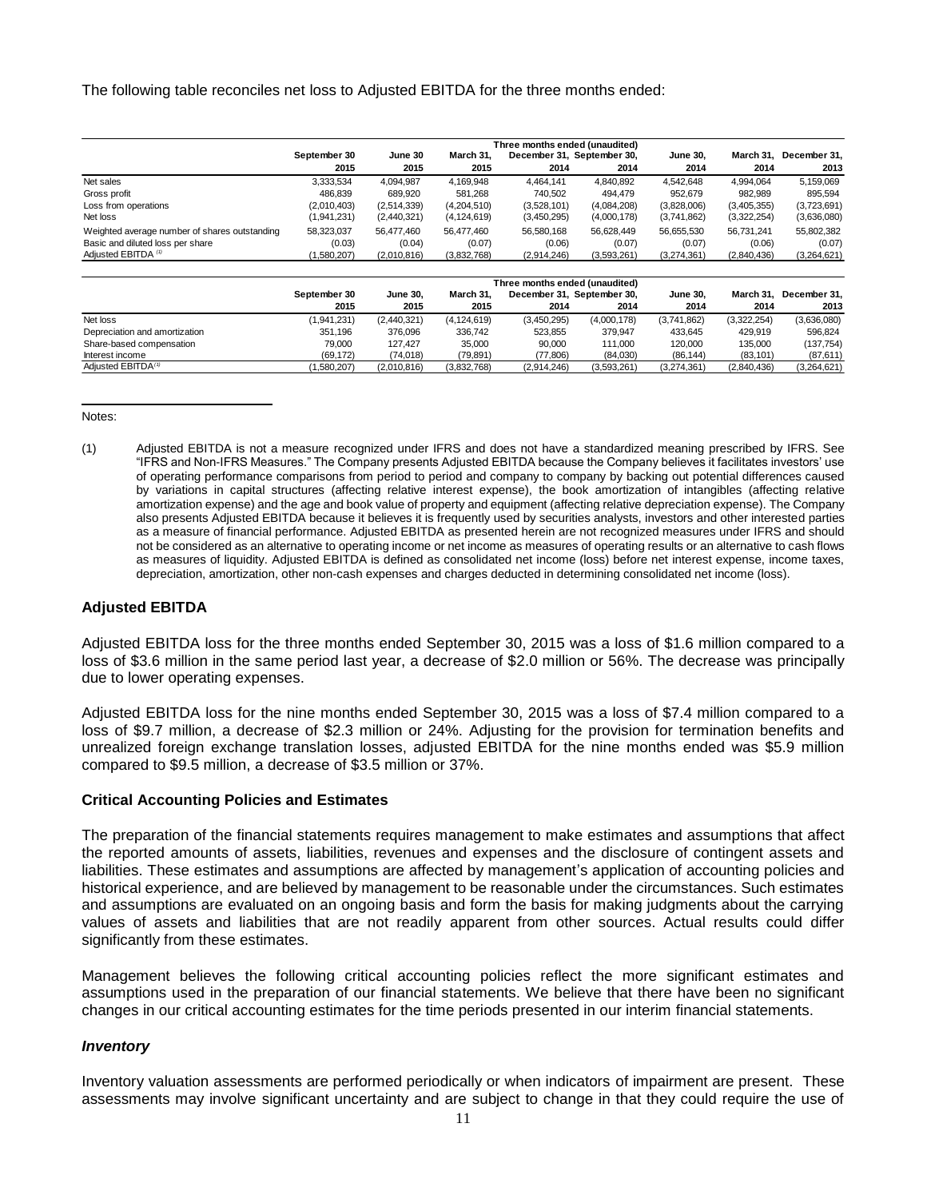The following table reconciles net loss to Adjusted EBITDA for the three months ended:

| | Three months ended (unaudited) | | | | | | | |
|---|---|---|---|---|---|---|---|---|
| | September 30 2015 | June 30 2015 | March 31, 2015 | December 31, 2014 | September 30, 2014 | June 30, 2014 | March 31, 2014 | December 31, 2013 |
| Net sales | 3,333,534 | 4,094,987 | 4,169,948 | 4,464,141 | 4,840,892 | 4,542,648 | 4,994,064 | 5,159,069 |
| Gross profit | 486,839 | 689,920 | 581,268 | 740,502 | 494,479 | 952,679 | 982,989 | 895,594 |
| Loss from operations | (2,010,403) | (2,514,339) | (4,204,510) | (3,528,101) | (4,084,208) | (3,828,006) | (3,405,355) | (3,723,691) |
| Net loss | (1,941,231) | (2,440,321) | (4,124,619) | (3,450,295) | (4,000,178) | (3,741,862) | (3,322,254) | (3,636,080) |
| Weighted average number of shares outstanding | 58,323,037 | 56,477,460 | 56,477,460 | 56,580,168 | 56,628,449 | 56,655,530 | 56,731,241 | 55,802,382 |
| Basic and diluted loss per share | (0.03) | (0.04) | (0.07) | (0.06) | (0.07) | (0.07) | (0.06) | (0.07) |
| Adjusted EBITDA [(1)] | (1,580,207) | (2,010,816) | (3,832,768) | (2,914,246) | (3,593,261) | (3,274,361) | (2,840,436) | (3,264,621) |

| | Three months ended (unaudited) | | | | | | | |
|---|---|---|---|---|---|---|---|---|
| | September 30 2015 | June 30, 2015 | March 31, 2015 | December 31, 2014 | September 30, 2014 | June 30, 2014 | March 31, 2014 | December 31, 2013 |
| Net loss | (1,941,231) | (2,440,321) | (4,124,619) | (3,450,295) | (4,000,178) | (3,741,862) | (3,322,254) | (3,636,080) |
| Depreciation and amortization | 351,196 | 376,096 | 336,742 | 523,855 | 379,947 | 433,645 | 429,919 | 596,824 |
| Share-based compensation | 79,000 | 127,427 | 35,000 | 90,000 | 111,000 | 120,000 | 135,000 | (137,754) |
| Interest income | (69,172) | (74,018) | (79,891) | (77,806) | (84,030) | (86,144) | (83,101) | (87,611) |
| Adjusted EBITDA[(1)] | (1,580,207) | (2,010,816) | (3,832,768) | (2,914,246) | (3,593,261) | (3,274,361) | (2,840,436) | (3,264,621) |

Notes:

(1) Adjusted EBITDA is not a measure recognized under IFRS and does not have a standardized meaning prescribed by IFRS. See "IFRS and Non-IFRS Measures." The Company presents Adjusted EBITDA because the Company believes it facilitates investors' use of operating performance comparisons from period to period and company to company by backing out potential differences caused by variations in capital structures (affecting relative interest expense), the book amortization of intangibles (affecting relative amortization expense) and the age and book value of property and equipment (affecting relative depreciation expense). The Company also presents Adjusted EBITDA because it believes it is frequently used by securities analysts, investors and other interested parties as a measure of financial performance. Adjusted EBITDA as presented herein are not recognized measures under IFRS and should not be considered as an alternative to operating income or net income as measures of operating results or an alternative to cash flows as measures of liquidity. Adjusted EBITDA is defined as consolidated net income (loss) before net interest expense, income taxes, depreciation, amortization, other non-cash expenses and charges deducted in determining consolidated net income (loss).

### Adjusted EBITDA

Adjusted EBITDA loss for the three months ended September 30, 2015 was a loss of $1.6 million compared to a loss of $3.6 million in the same period last year, a decrease of $2.0 million or 56%. The decrease was principally due to lower operating expenses.

Adjusted EBITDA loss for the nine months ended September 30, 2015 was a loss of $7.4 million compared to a loss of $9.7 million, a decrease of $2.3 million or 24%. Adjusting for the provision for termination benefits and unrealized foreign exchange translation losses, adjusted EBITDA for the nine months ended was $5.9 million compared to $9.5 million, a decrease of $3.5 million or 37%.

### Critical Accounting Policies and Estimates

The preparation of the financial statements requires management to make estimates and assumptions that affect the reported amounts of assets, liabilities, revenues and expenses and the disclosure of contingent assets and liabilities. These estimates and assumptions are affected by management's application of accounting policies and historical experience, and are believed by management to be reasonable under the circumstances. Such estimates and assumptions are evaluated on an ongoing basis and form the basis for making judgments about the carrying values of assets and liabilities that are not readily apparent from other sources. Actual results could differ significantly from these estimates.

Management believes the following critical accounting policies reflect the more significant estimates and assumptions used in the preparation of our financial statements. We believe that there have been no significant changes in our critical accounting estimates for the time periods presented in our interim financial statements.

#### *Inventory*

Inventory valuation assessments are performed periodically or when indicators of impairment are present. These assessments may involve significant uncertainty and are subject to change in that they could require the use of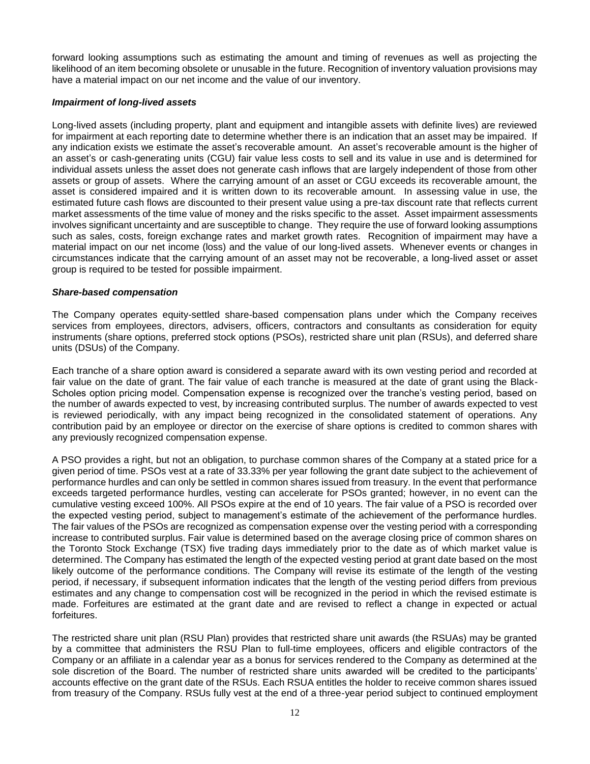forward looking assumptions such as estimating the amount and timing of revenues as well as projecting the likelihood of an item becoming obsolete or unusable in the future. Recognition of inventory valuation provisions may have a material impact on our net income and the value of our inventory.

***Impairment of long-lived assets***

Long-lived assets (including property, plant and equipment and intangible assets with definite lives) are reviewed for impairment at each reporting date to determine whether there is an indication that an asset may be impaired. If any indication exists we estimate the asset's recoverable amount. An asset's recoverable amount is the higher of an asset's or cash-generating units (CGU) fair value less costs to sell and its value in use and is determined for individual assets unless the asset does not generate cash inflows that are largely independent of those from other assets or group of assets. Where the carrying amount of an asset or CGU exceeds its recoverable amount, the asset is considered impaired and it is written down to its recoverable amount. In assessing value in use, the estimated future cash flows are discounted to their present value using a pre-tax discount rate that reflects current market assessments of the time value of money and the risks specific to the asset. Asset impairment assessments involves significant uncertainty and are susceptible to change. They require the use of forward looking assumptions such as sales, costs, foreign exchange rates and market growth rates. Recognition of impairment may have a material impact on our net income (loss) and the value of our long-lived assets. Whenever events or changes in circumstances indicate that the carrying amount of an asset may not be recoverable, a long-lived asset or asset group is required to be tested for possible impairment.

***Share-based compensation***

The Company operates equity-settled share-based compensation plans under which the Company receives services from employees, directors, advisers, officers, contractors and consultants as consideration for equity instruments (share options, preferred stock options (PSOs), restricted share unit plan (RSUs), and deferred share units (DSUs) of the Company.

Each tranche of a share option award is considered a separate award with its own vesting period and recorded at fair value on the date of grant. The fair value of each tranche is measured at the date of grant using the Black-Scholes option pricing model. Compensation expense is recognized over the tranche's vesting period, based on the number of awards expected to vest, by increasing contributed surplus. The number of awards expected to vest is reviewed periodically, with any impact being recognized in the consolidated statement of operations. Any contribution paid by an employee or director on the exercise of share options is credited to common shares with any previously recognized compensation expense.

A PSO provides a right, but not an obligation, to purchase common shares of the Company at a stated price for a given period of time. PSOs vest at a rate of 33.33% per year following the grant date subject to the achievement of performance hurdles and can only be settled in common shares issued from treasury. In the event that performance exceeds targeted performance hurdles, vesting can accelerate for PSOs granted; however, in no event can the cumulative vesting exceed 100%. All PSOs expire at the end of 10 years. The fair value of a PSO is recorded over the expected vesting period, subject to management's estimate of the achievement of the performance hurdles. The fair values of the PSOs are recognized as compensation expense over the vesting period with a corresponding increase to contributed surplus. Fair value is determined based on the average closing price of common shares on the Toronto Stock Exchange (TSX) five trading days immediately prior to the date as of which market value is determined. The Company has estimated the length of the expected vesting period at grant date based on the most likely outcome of the performance conditions. The Company will revise its estimate of the length of the vesting period, if necessary, if subsequent information indicates that the length of the vesting period differs from previous estimates and any change to compensation cost will be recognized in the period in which the revised estimate is made. Forfeitures are estimated at the grant date and are revised to reflect a change in expected or actual forfeitures.

The restricted share unit plan (RSU Plan) provides that restricted share unit awards (the RSUAs) may be granted by a committee that administers the RSU Plan to full-time employees, officers and eligible contractors of the Company or an affiliate in a calendar year as a bonus for services rendered to the Company as determined at the sole discretion of the Board. The number of restricted share units awarded will be credited to the participants' accounts effective on the grant date of the RSUs. Each RSUA entitles the holder to receive common shares issued from treasury of the Company. RSUs fully vest at the end of a three-year period subject to continued employment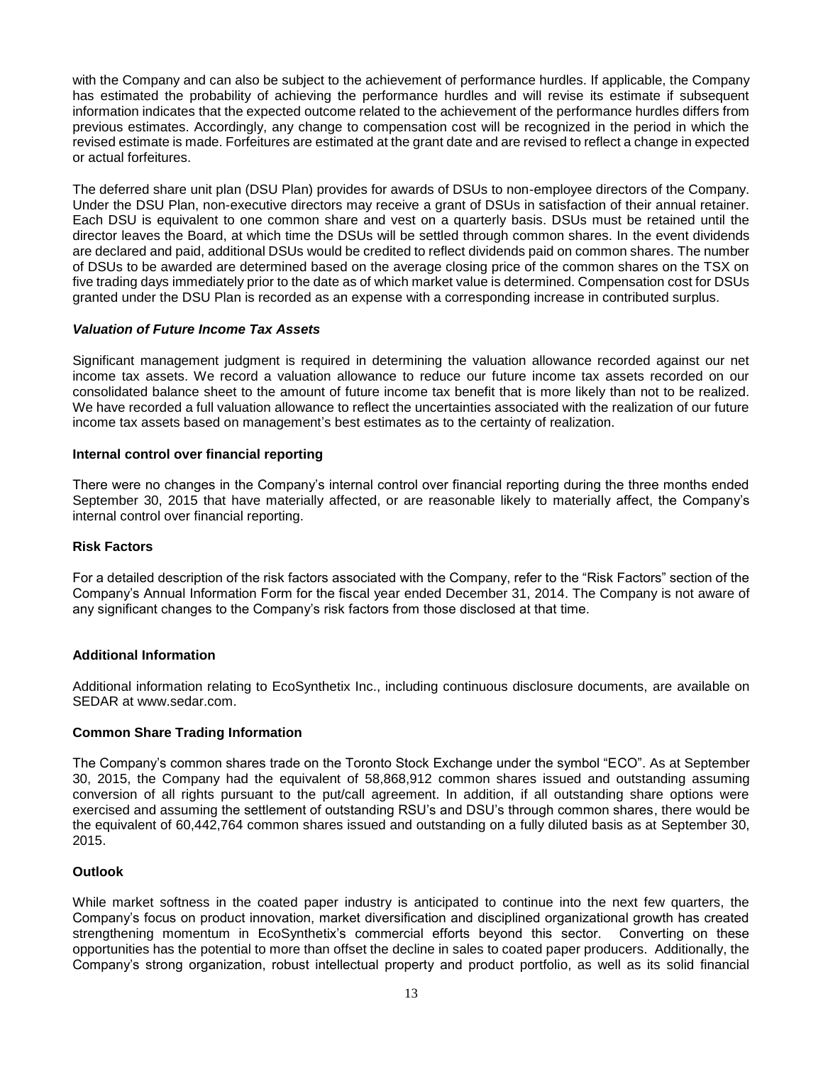with the Company and can also be subject to the achievement of performance hurdles. If applicable, the Company has estimated the probability of achieving the performance hurdles and will revise its estimate if subsequent information indicates that the expected outcome related to the achievement of the performance hurdles differs from previous estimates. Accordingly, any change to compensation cost will be recognized in the period in which the revised estimate is made. Forfeitures are estimated at the grant date and are revised to reflect a change in expected or actual forfeitures.

The deferred share unit plan (DSU Plan) provides for awards of DSUs to non-employee directors of the Company. Under the DSU Plan, non-executive directors may receive a grant of DSUs in satisfaction of their annual retainer. Each DSU is equivalent to one common share and vest on a quarterly basis. DSUs must be retained until the director leaves the Board, at which time the DSUs will be settled through common shares. In the event dividends are declared and paid, additional DSUs would be credited to reflect dividends paid on common shares. The number of DSUs to be awarded are determined based on the average closing price of the common shares on the TSX on five trading days immediately prior to the date as of which market value is determined. Compensation cost for DSUs granted under the DSU Plan is recorded as an expense with a corresponding increase in contributed surplus.

### *Valuation of Future Income Tax Assets*

Significant management judgment is required in determining the valuation allowance recorded against our net income tax assets. We record a valuation allowance to reduce our future income tax assets recorded on our consolidated balance sheet to the amount of future income tax benefit that is more likely than not to be realized. We have recorded a full valuation allowance to reflect the uncertainties associated with the realization of our future income tax assets based on management's best estimates as to the certainty of realization.

## Internal control over financial reporting

There were no changes in the Company's internal control over financial reporting during the three months ended September 30, 2015 that have materially affected, or are reasonable likely to materially affect, the Company's internal control over financial reporting.

## Risk Factors

For a detailed description of the risk factors associated with the Company, refer to the "Risk Factors" section of the Company's Annual Information Form for the fiscal year ended December 31, 2014. The Company is not aware of any significant changes to the Company's risk factors from those disclosed at that time.

## Additional Information

Additional information relating to EcoSynthetix Inc., including continuous disclosure documents, are available on SEDAR at www.sedar.com.

## Common Share Trading Information

The Company's common shares trade on the Toronto Stock Exchange under the symbol "ECO". As at September 30, 2015, the Company had the equivalent of 58,868,912 common shares issued and outstanding assuming conversion of all rights pursuant to the put/call agreement. In addition, if all outstanding share options were exercised and assuming the settlement of outstanding RSU's and DSU's through common shares, there would be the equivalent of 60,442,764 common shares issued and outstanding on a fully diluted basis as at September 30, 2015.

## Outlook

While market softness in the coated paper industry is anticipated to continue into the next few quarters, the Company's focus on product innovation, market diversification and disciplined organizational growth has created strengthening momentum in EcoSynthetix's commercial efforts beyond this sector. Converting on these opportunities has the potential to more than offset the decline in sales to coated paper producers. Additionally, the Company's strong organization, robust intellectual property and product portfolio, as well as its solid financial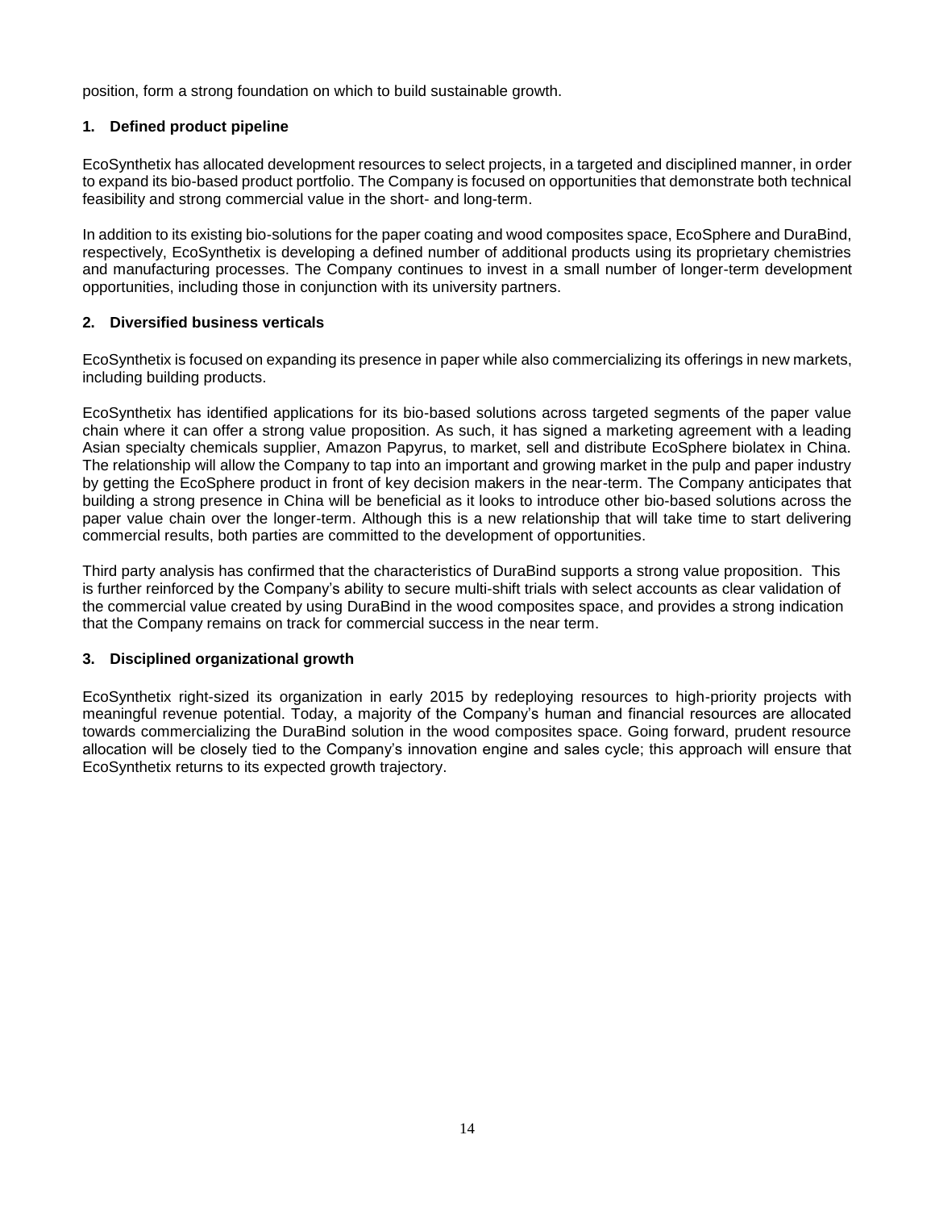position, form a strong foundation on which to build sustainable growth.

### 1. Defined product pipeline

EcoSynthetix has allocated development resources to select projects, in a targeted and disciplined manner, in order to expand its bio-based product portfolio. The Company is focused on opportunities that demonstrate both technical feasibility and strong commercial value in the short- and long-term.

In addition to its existing bio-solutions for the paper coating and wood composites space, EcoSphere and DuraBind, respectively, EcoSynthetix is developing a defined number of additional products using its proprietary chemistries and manufacturing processes. The Company continues to invest in a small number of longer-term development opportunities, including those in conjunction with its university partners.

### 2. Diversified business verticals

EcoSynthetix is focused on expanding its presence in paper while also commercializing its offerings in new markets, including building products.

EcoSynthetix has identified applications for its bio-based solutions across targeted segments of the paper value chain where it can offer a strong value proposition. As such, it has signed a marketing agreement with a leading Asian specialty chemicals supplier, Amazon Papyrus, to market, sell and distribute EcoSphere biolatex in China. The relationship will allow the Company to tap into an important and growing market in the pulp and paper industry by getting the EcoSphere product in front of key decision makers in the near-term. The Company anticipates that building a strong presence in China will be beneficial as it looks to introduce other bio-based solutions across the paper value chain over the longer-term. Although this is a new relationship that will take time to start delivering commercial results, both parties are committed to the development of opportunities.

Third party analysis has confirmed that the characteristics of DuraBind supports a strong value proposition. This is further reinforced by the Company's ability to secure multi-shift trials with select accounts as clear validation of the commercial value created by using DuraBind in the wood composites space, and provides a strong indication that the Company remains on track for commercial success in the near term.

### 3. Disciplined organizational growth

EcoSynthetix right-sized its organization in early 2015 by redeploying resources to high-priority projects with meaningful revenue potential. Today, a majority of the Company's human and financial resources are allocated towards commercializing the DuraBind solution in the wood composites space. Going forward, prudent resource allocation will be closely tied to the Company's innovation engine and sales cycle; this approach will ensure that EcoSynthetix returns to its expected growth trajectory.